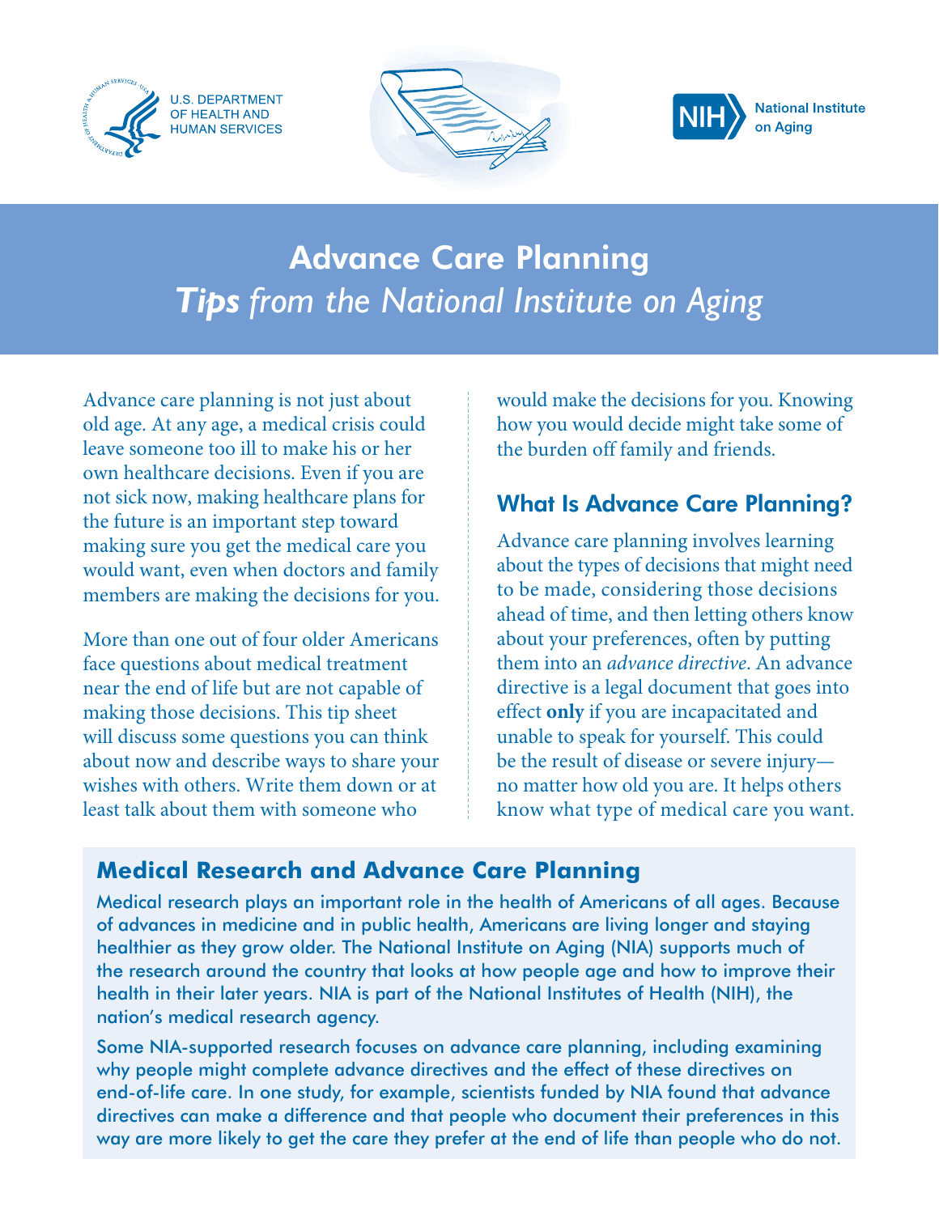U.S. DEPARTMENT OF HEALTH AND HUMAN SERVICES

National Institute on Aging

# Advance Care Planning

## *Tips from the National Institute on Aging*

Advance care planning is not just about old age. At any age, a medical crisis could leave someone too ill to make his or her own healthcare decisions. Even if you are not sick now, making healthcare plans for the future is an important step toward making sure you get the medical care you would want, even when doctors and family members are making the decisions for you.

More than one out of four older Americans face questions about medical treatment near the end of life but are not capable of making those decisions. This tip sheet will discuss some questions you can think about now and describe ways to share your wishes with others. Write them down or at least talk about them with someone who would make the decisions for you. Knowing how you would decide might take some of the burden off family and friends.

## What Is Advance Care Planning?

Advance care planning involves learning about the types of decisions that might need to be made, considering those decisions ahead of time, and then letting others know about your preferences, often by putting them into an *advance directive*. An advance directive is a legal document that goes into effect **only** if you are incapacitated and unable to speak for yourself. This could be the result of disease or severe injury—no matter how old you are. It helps others know what type of medical care you want.

### Medical Research and Advance Care Planning

Medical research plays an important role in the health of Americans of all ages. Because of advances in medicine and in public health, Americans are living longer and staying healthier as they grow older. The National Institute on Aging (NIA) supports much of the research around the country that looks at how people age and how to improve their health in their later years. NIA is part of the National Institutes of Health (NIH), the nation's medical research agency.

Some NIA-supported research focuses on advance care planning, including examining why people might complete advance directives and the effect of these directives on end-of-life care. In one study, for example, scientists funded by NIA found that advance directives can make a difference and that people who document their preferences in this way are more likely to get the care they prefer at the end of life than people who do not.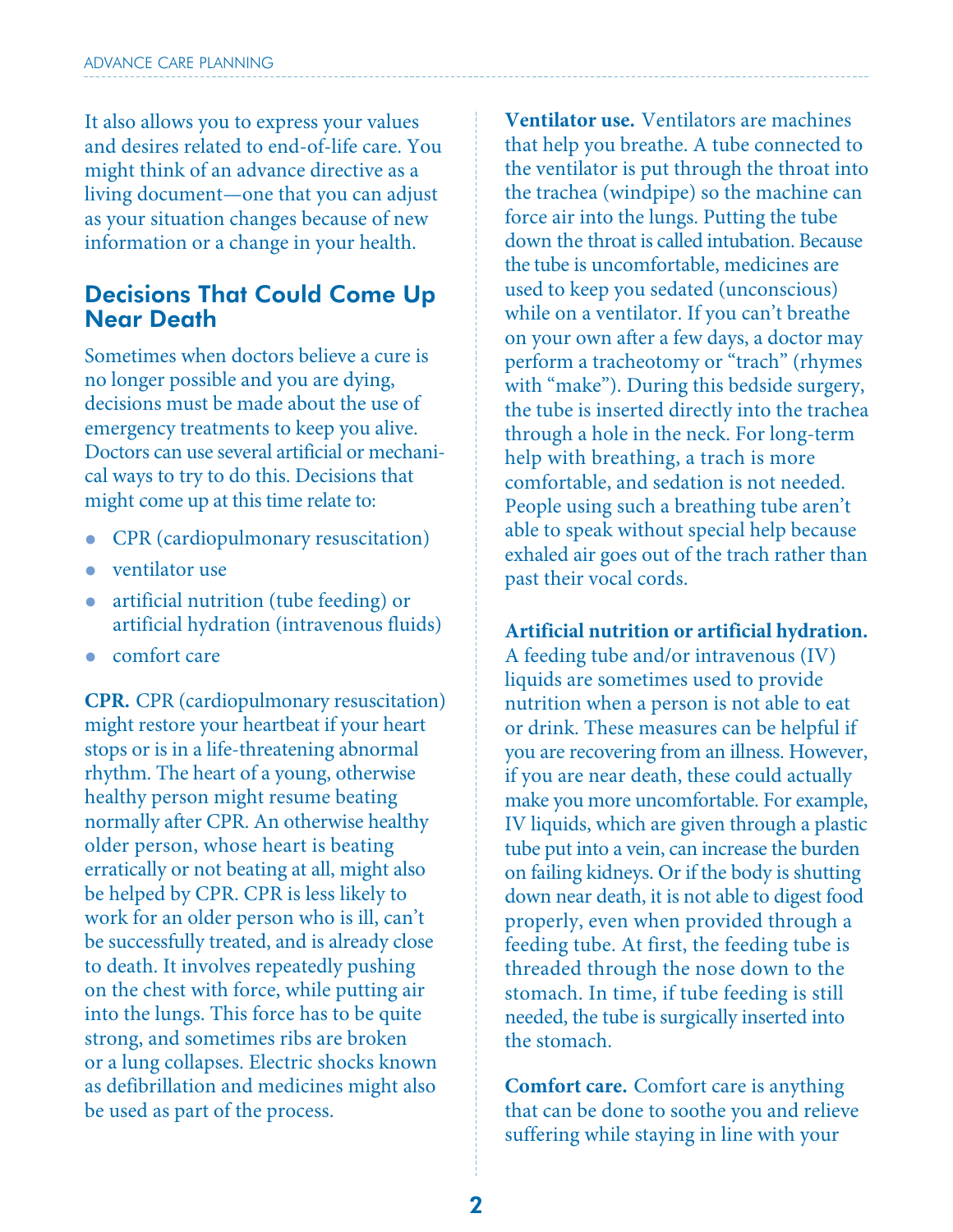It also allows you to express your values and desires related to end-of-life care. You might think of an advance directive as a living document—one that you can adjust as your situation changes because of new information or a change in your health.

## Decisions That Could Come Up Near Death

Sometimes when doctors believe a cure is no longer possible and you are dying, decisions must be made about the use of emergency treatments to keep you alive. Doctors can use several artificial or mechanical ways to try to do this. Decisions that might come up at this time relate to:

- CPR (cardiopulmonary resuscitation)
- ventilator use
- artificial nutrition (tube feeding) or artificial hydration (intravenous fluids)
- comfort care

**CPR.** CPR (cardiopulmonary resuscitation) might restore your heartbeat if your heart stops or is in a life-threatening abnormal rhythm. The heart of a young, otherwise healthy person might resume beating normally after CPR. An otherwise healthy older person, whose heart is beating erratically or not beating at all, might also be helped by CPR. CPR is less likely to work for an older person who is ill, can't be successfully treated, and is already close to death. It involves repeatedly pushing on the chest with force, while putting air into the lungs. This force has to be quite strong, and sometimes ribs are broken or a lung collapses. Electric shocks known as defibrillation and medicines might also be used as part of the process.

**Ventilator use.** Ventilators are machines that help you breathe. A tube connected to the ventilator is put through the throat into the trachea (windpipe) so the machine can force air into the lungs. Putting the tube down the throat is called intubation. Because the tube is uncomfortable, medicines are used to keep you sedated (unconscious) while on a ventilator. If you can't breathe on your own after a few days, a doctor may perform a tracheotomy or "trach" (rhymes with "make"). During this bedside surgery, the tube is inserted directly into the trachea through a hole in the neck. For long-term help with breathing, a trach is more comfortable, and sedation is not needed. People using such a breathing tube aren't able to speak without special help because exhaled air goes out of the trach rather than past their vocal cords.

**Artificial nutrition or artificial hydration.** A feeding tube and/or intravenous (IV) liquids are sometimes used to provide nutrition when a person is not able to eat or drink. These measures can be helpful if you are recovering from an illness. However, if you are near death, these could actually make you more uncomfortable. For example, IV liquids, which are given through a plastic tube put into a vein, can increase the burden on failing kidneys. Or if the body is shutting down near death, it is not able to digest food properly, even when provided through a feeding tube. At first, the feeding tube is threaded through the nose down to the stomach. In time, if tube feeding is still needed, the tube is surgically inserted into the stomach.

**Comfort care.** Comfort care is anything that can be done to soothe you and relieve suffering while staying in line with your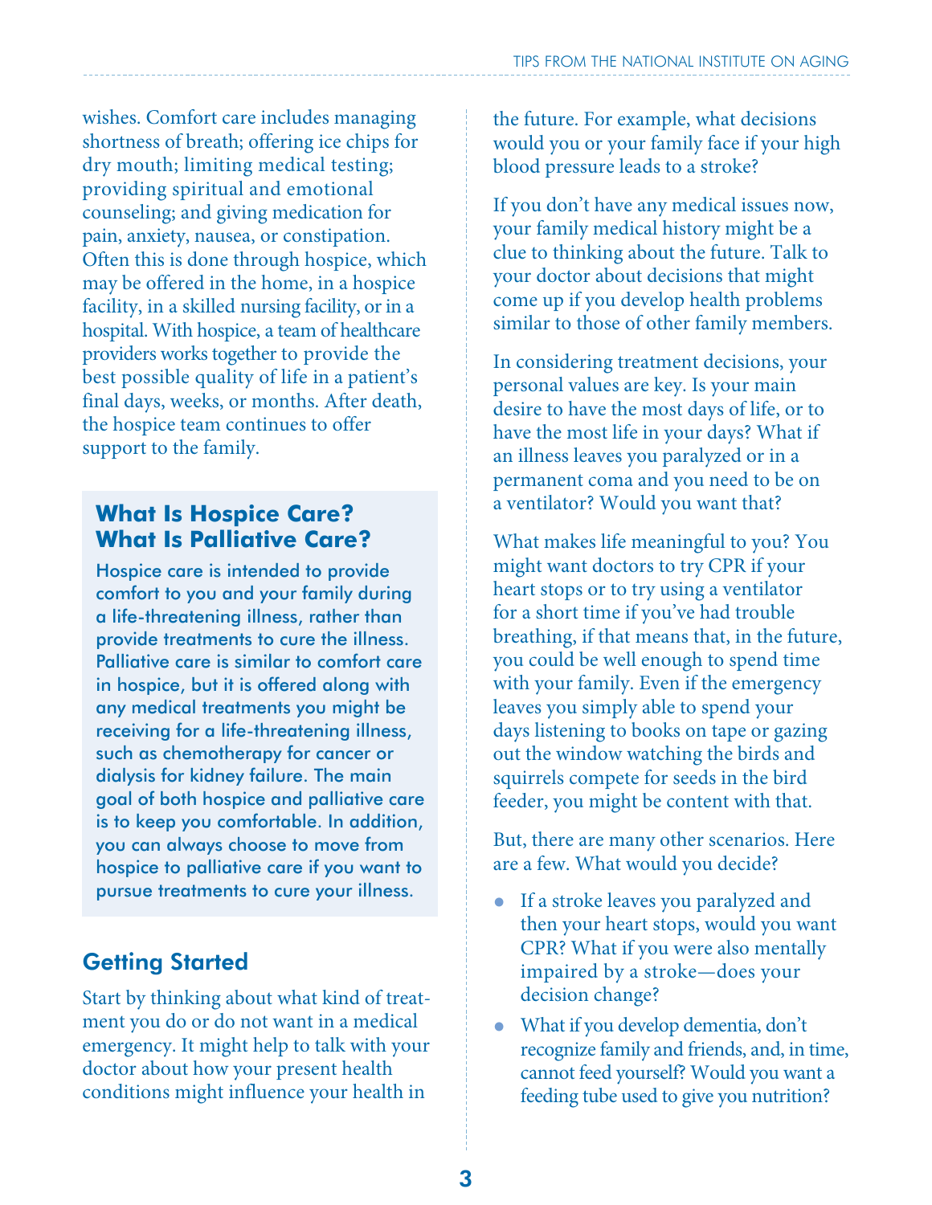wishes. Comfort care includes managing shortness of breath; offering ice chips for dry mouth; limiting medical testing; providing spiritual and emotional counseling; and giving medication for pain, anxiety, nausea, or constipation. Often this is done through hospice, which may be offered in the home, in a hospice facility, in a skilled nursing facility, or in a hospital. With hospice, a team of healthcare providers works together to provide the best possible quality of life in a patient's final days, weeks, or months. After death, the hospice team continues to offer support to the family.

### What Is Hospice Care? What Is Palliative Care?

Hospice care is intended to provide comfort to you and your family during a life-threatening illness, rather than provide treatments to cure the illness. Palliative care is similar to comfort care in hospice, but it is offered along with any medical treatments you might be receiving for a life-threatening illness, such as chemotherapy for cancer or dialysis for kidney failure. The main goal of both hospice and palliative care is to keep you comfortable. In addition, you can always choose to move from hospice to palliative care if you want to pursue treatments to cure your illness.

## Getting Started

Start by thinking about what kind of treatment you do or do not want in a medical emergency. It might help to talk with your doctor about how your present health conditions might influence your health in the future. For example, what decisions would you or your family face if your high blood pressure leads to a stroke?

If you don't have any medical issues now, your family medical history might be a clue to thinking about the future. Talk to your doctor about decisions that might come up if you develop health problems similar to those of other family members.

In considering treatment decisions, your personal values are key. Is your main desire to have the most days of life, or to have the most life in your days? What if an illness leaves you paralyzed or in a permanent coma and you need to be on a ventilator? Would you want that?

What makes life meaningful to you? You might want doctors to try CPR if your heart stops or to try using a ventilator for a short time if you've had trouble breathing, if that means that, in the future, you could be well enough to spend time with your family. Even if the emergency leaves you simply able to spend your days listening to books on tape or gazing out the window watching the birds and squirrels compete for seeds in the bird feeder, you might be content with that.

But, there are many other scenarios. Here are a few. What would you decide?

- If a stroke leaves you paralyzed and then your heart stops, would you want CPR? What if you were also mentally impaired by a stroke—does your decision change?
- What if you develop dementia, don't recognize family and friends, and, in time, cannot feed yourself? Would you want a feeding tube used to give you nutrition?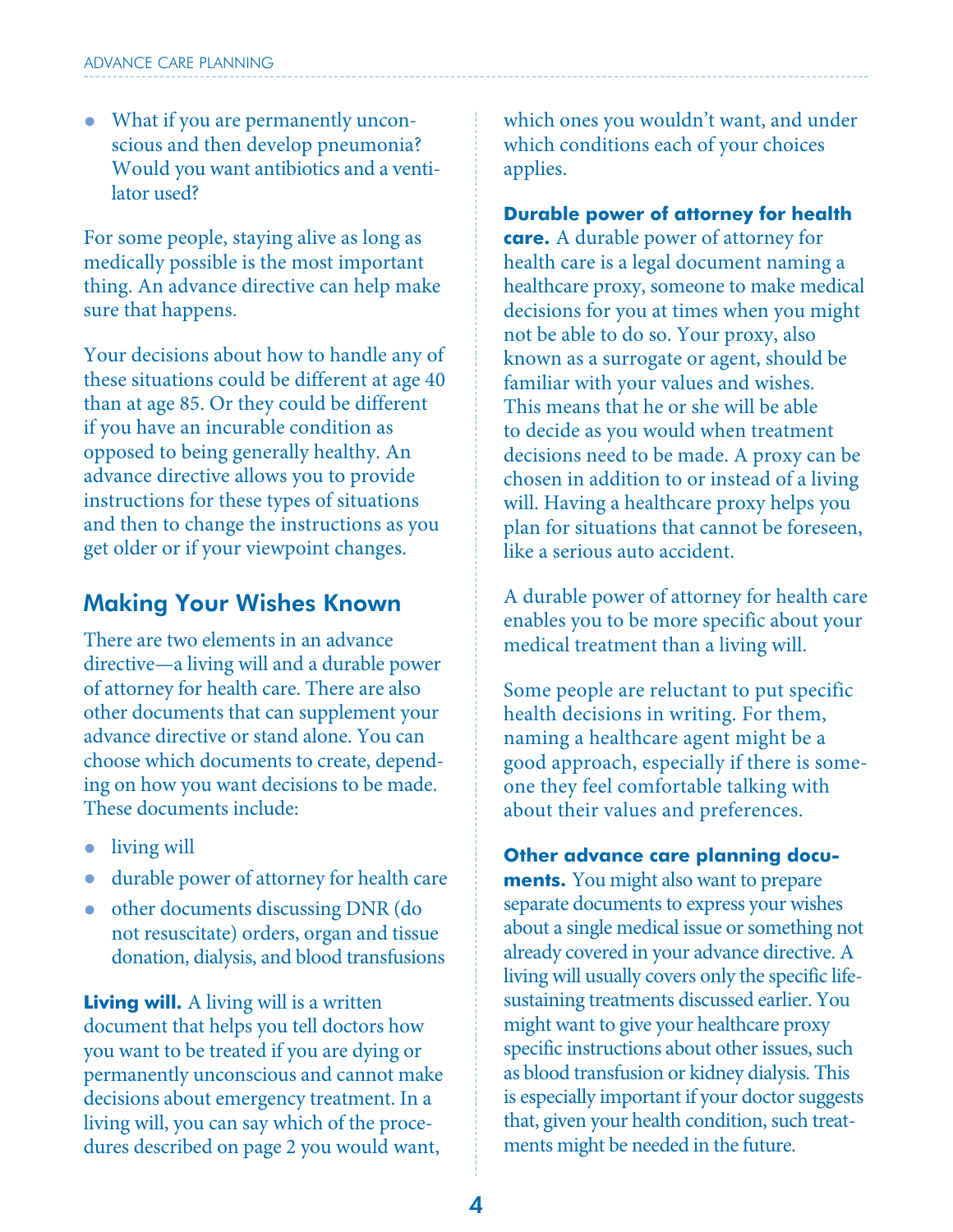- What if you are permanently unconscious and then develop pneumonia? Would you want antibiotics and a ventilator used?

For some people, staying alive as long as medically possible is the most important thing. An advance directive can help make sure that happens.

Your decisions about how to handle any of these situations could be different at age 40 than at age 85. Or they could be different if you have an incurable condition as opposed to being generally healthy. An advance directive allows you to provide instructions for these types of situations and then to change the instructions as you get older or if your viewpoint changes.

## Making Your Wishes Known

There are two elements in an advance directive—a living will and a durable power of attorney for health care. There are also other documents that can supplement your advance directive or stand alone. You can choose which documents to create, depending on how you want decisions to be made. These documents include:

- living will
- durable power of attorney for health care
- other documents discussing DNR (do not resuscitate) orders, organ and tissue donation, dialysis, and blood transfusions

**Living will.** A living will is a written document that helps you tell doctors how you want to be treated if you are dying or permanently unconscious and cannot make decisions about emergency treatment. In a living will, you can say which of the procedures described on page 2 you would want, which ones you wouldn't want, and under which conditions each of your choices applies.

**Durable power of attorney for health care.** A durable power of attorney for health care is a legal document naming a healthcare proxy, someone to make medical decisions for you at times when you might not be able to do so. Your proxy, also known as a surrogate or agent, should be familiar with your values and wishes. This means that he or she will be able to decide as you would when treatment decisions need to be made. A proxy can be chosen in addition to or instead of a living will. Having a healthcare proxy helps you plan for situations that cannot be foreseen, like a serious auto accident.

A durable power of attorney for health care enables you to be more specific about your medical treatment than a living will.

Some people are reluctant to put specific health decisions in writing. For them, naming a healthcare agent might be a good approach, especially if there is someone they feel comfortable talking with about their values and preferences.

**Other advance care planning documents.** You might also want to prepare separate documents to express your wishes about a single medical issue or something not already covered in your advance directive. A living will usually covers only the specific life-sustaining treatments discussed earlier. You might want to give your healthcare proxy specific instructions about other issues, such as blood transfusion or kidney dialysis. This is especially important if your doctor suggests that, given your health condition, such treatments might be needed in the future.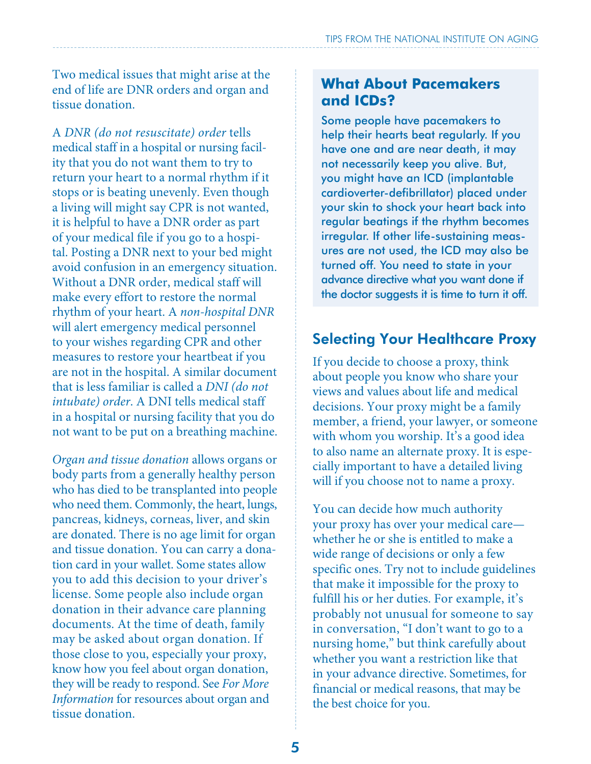Two medical issues that might arise at the end of life are DNR orders and organ and tissue donation.

A *DNR (do not resuscitate) order* tells medical staff in a hospital or nursing facility that you do not want them to try to return your heart to a normal rhythm if it stops or is beating unevenly. Even though a living will might say CPR is not wanted, it is helpful to have a DNR order as part of your medical file if you go to a hospital. Posting a DNR next to your bed might avoid confusion in an emergency situation. Without a DNR order, medical staff will make every effort to restore the normal rhythm of your heart. A *non-hospital DNR* will alert emergency medical personnel to your wishes regarding CPR and other measures to restore your heartbeat if you are not in the hospital. A similar document that is less familiar is called a *DNI (do not intubate) order*. A DNI tells medical staff in a hospital or nursing facility that you do not want to be put on a breathing machine.

*Organ and tissue donation* allows organs or body parts from a generally healthy person who has died to be transplanted into people who need them. Commonly, the heart, lungs, pancreas, kidneys, corneas, liver, and skin are donated. There is no age limit for organ and tissue donation. You can carry a donation card in your wallet. Some states allow you to add this decision to your driver's license. Some people also include organ donation in their advance care planning documents. At the time of death, family may be asked about organ donation. If those close to you, especially your proxy, know how you feel about organ donation, they will be ready to respond. See *For More Information* for resources about organ and tissue donation.

## What About Pacemakers and ICDs?

Some people have pacemakers to help their hearts beat regularly. If you have one and are near death, it may not necessarily keep you alive. But, you might have an ICD (implantable cardioverter-defibrillator) placed under your skin to shock your heart back into regular beatings if the rhythm becomes irregular. If other life-sustaining measures are not used, the ICD may also be turned off. You need to state in your advance directive what you want done if the doctor suggests it is time to turn it off.

## Selecting Your Healthcare Proxy

If you decide to choose a proxy, think about people you know who share your views and values about life and medical decisions. Your proxy might be a family member, a friend, your lawyer, or someone with whom you worship. It's a good idea to also name an alternate proxy. It is especially important to have a detailed living will if you choose not to name a proxy.

You can decide how much authority your proxy has over your medical care—whether he or she is entitled to make a wide range of decisions or only a few specific ones. Try not to include guidelines that make it impossible for the proxy to fulfill his or her duties. For example, it's probably not unusual for someone to say in conversation, "I don't want to go to a nursing home," but think carefully about whether you want a restriction like that in your advance directive. Sometimes, for financial or medical reasons, that may be the best choice for you.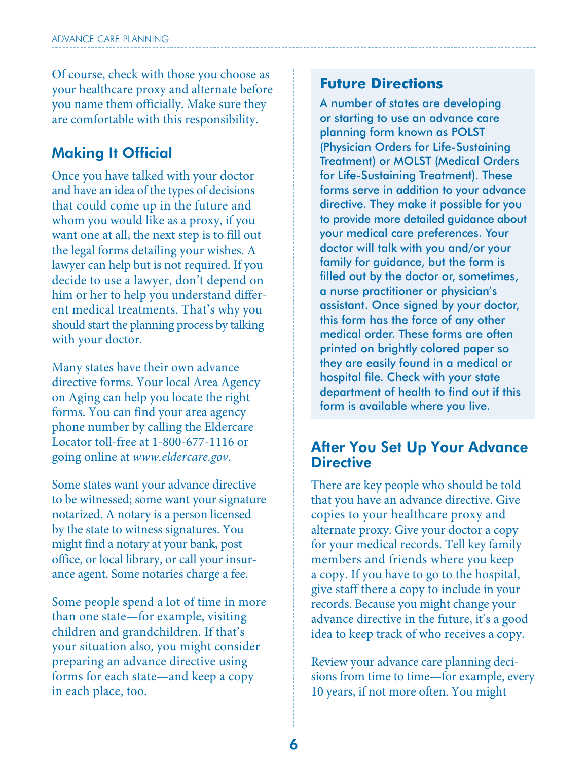Of course, check with those you choose as your healthcare proxy and alternate before you name them officially. Make sure they are comfortable with this responsibility.

## Making It Official

Once you have talked with your doctor and have an idea of the types of decisions that could come up in the future and whom you would like as a proxy, if you want one at all, the next step is to fill out the legal forms detailing your wishes. A lawyer can help but is not required. If you decide to use a lawyer, don't depend on him or her to help you understand different medical treatments. That's why you should start the planning process by talking with your doctor.

Many states have their own advance directive forms. Your local Area Agency on Aging can help you locate the right forms. You can find your area agency phone number by calling the Eldercare Locator toll-free at 1-800-677-1116 or going online at *www.eldercare.gov*.

Some states want your advance directive to be witnessed; some want your signature notarized. A notary is a person licensed by the state to witness signatures. You might find a notary at your bank, post office, or local library, or call your insurance agent. Some notaries charge a fee.

Some people spend a lot of time in more than one state—for example, visiting children and grandchildren. If that's your situation also, you might consider preparing an advance directive using forms for each state—and keep a copy in each place, too.

## Future Directions

A number of states are developing or starting to use an advance care planning form known as POLST (Physician Orders for Life-Sustaining Treatment) or MOLST (Medical Orders for Life-Sustaining Treatment). These forms serve in addition to your advance directive. They make it possible for you to provide more detailed guidance about your medical care preferences. Your doctor will talk with you and/or your family for guidance, but the form is filled out by the doctor or, sometimes, a nurse practitioner or physician's assistant. Once signed by your doctor, this form has the force of any other medical order. These forms are often printed on brightly colored paper so they are easily found in a medical or hospital file. Check with your state department of health to find out if this form is available where you live.

## After You Set Up Your Advance Directive

There are key people who should be told that you have an advance directive. Give copies to your healthcare proxy and alternate proxy. Give your doctor a copy for your medical records. Tell key family members and friends where you keep a copy. If you have to go to the hospital, give staff there a copy to include in your records. Because you might change your advance directive in the future, it's a good idea to keep track of who receives a copy.

Review your advance care planning decisions from time to time—for example, every 10 years, if not more often. You might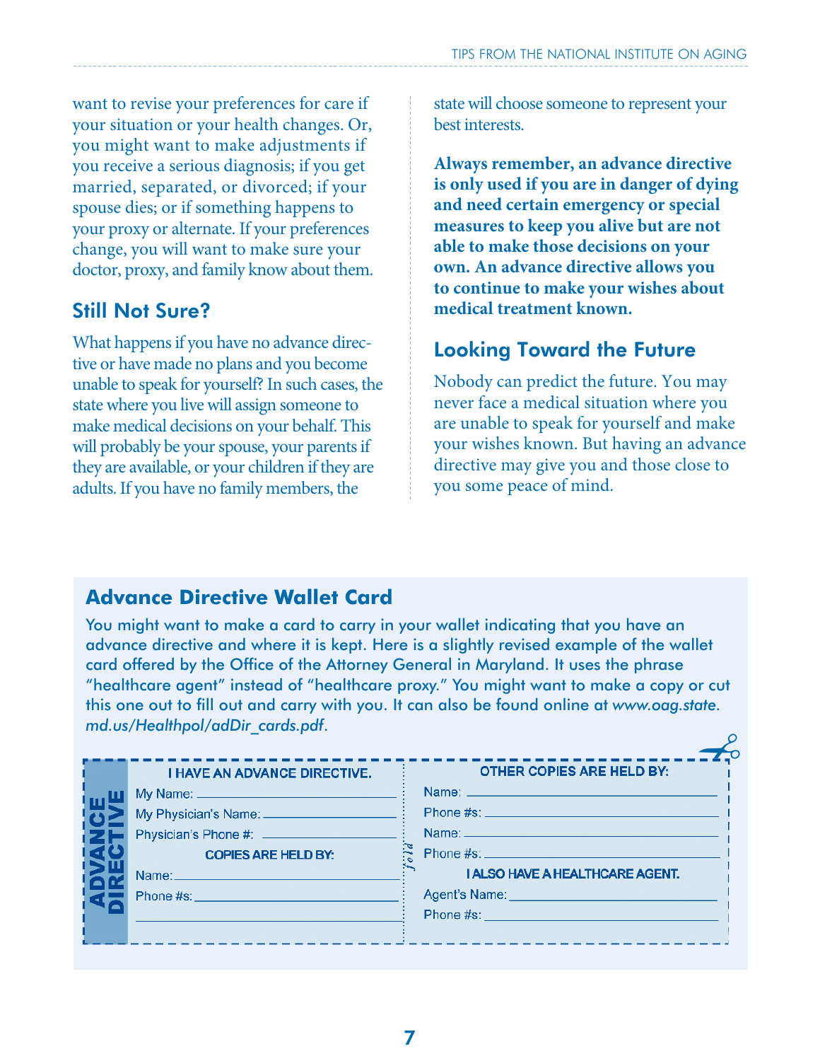want to revise your preferences for care if your situation or your health changes. Or, you might want to make adjustments if you receive a serious diagnosis; if you get married, separated, or divorced; if your spouse dies; or if something happens to your proxy or alternate. If your preferences change, you will want to make sure your doctor, proxy, and family know about them.

## Still Not Sure?

What happens if you have no advance directive or have made no plans and you become unable to speak for yourself? In such cases, the state where you live will assign someone to make medical decisions on your behalf. This will probably be your spouse, your parents if they are available, or your children if they are adults. If you have no family members, the state will choose someone to represent your best interests.

**Always remember, an advance directive is only used if you are in danger of dying and need certain emergency or special measures to keep you alive but are not able to make those decisions on your own. An advance directive allows you to continue to make your wishes about medical treatment known.**

## Looking Toward the Future

Nobody can predict the future. You may never face a medical situation where you are unable to speak for yourself and make your wishes known. But having an advance directive may give you and those close to you some peace of mind.

## Advance Directive Wallet Card

You might want to make a card to carry in your wallet indicating that you have an advance directive and where it is kept. Here is a slightly revised example of the wallet card offered by the Office of the Attorney General in Maryland. It uses the phrase "healthcare agent" instead of "healthcare proxy." You might want to make a copy or cut this one out to fill out and carry with you. It can also be found online at *www.oag.state.md.us/Healthpol/adDir_cards.pdf*.

**ADVANCE DIRECTIVE**

**I HAVE AN ADVANCE DIRECTIVE.**

My Name: ______________________

My Physician's Name: ______________________

Physician's Phone #: ______________________

**COPIES ARE HELD BY:**

Name: ______________________

Phone #s: ______________________

______________________

*fold*

**OTHER COPIES ARE HELD BY:**

Name: ______________________

Phone #s: ______________________

Name: ______________________

Phone #s: ______________________

**I ALSO HAVE A HEALTHCARE AGENT.**

Agent's Name: ______________________

Phone #s: ______________________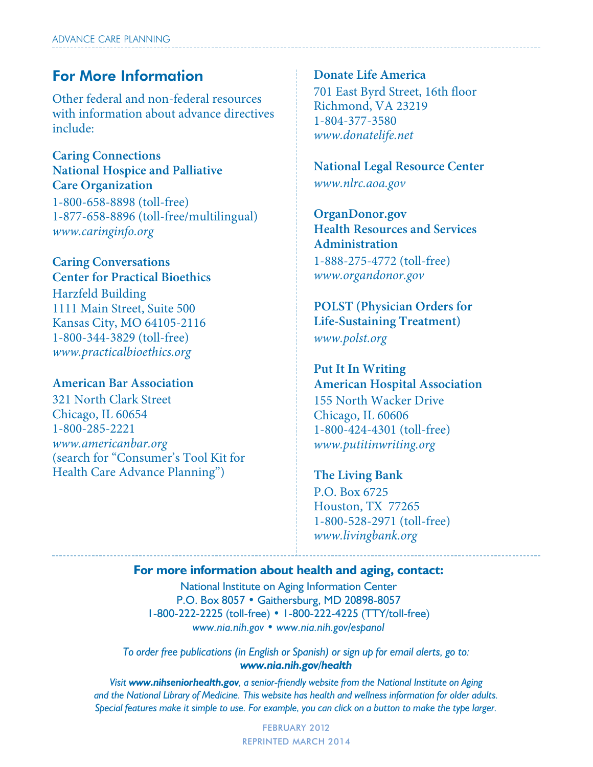## For More Information

Other federal and non-federal resources with information about advance directives include:

**Caring Connections**
**National Hospice and Palliative Care Organization**
1-800-658-8898 (toll-free)
1-877-658-8896 (toll-free/multilingual)
*www.caringinfo.org*

**Caring Conversations**
**Center for Practical Bioethics**
Harzfeld Building
1111 Main Street, Suite 500
Kansas City, MO 64105-2116
1-800-344-3829 (toll-free)
*www.practicalbioethics.org*

**American Bar Association**
321 North Clark Street
Chicago, IL 60654
1-800-285-2221
*www.americanbar.org*
(search for "Consumer's Tool Kit for Health Care Advance Planning")

**Donate Life America**
701 East Byrd Street, 16th floor
Richmond, VA 23219
1-804-377-3580
*www.donatelife.net*

**National Legal Resource Center**
*www.nlrc.aoa.gov*

**OrganDonor.gov**
**Health Resources and Services Administration**
1-888-275-4772 (toll-free)
*www.organdonor.gov*

**POLST (Physician Orders for Life-Sustaining Treatment)**
*www.polst.org*

**Put It In Writing**
**American Hospital Association**
155 North Wacker Drive
Chicago, IL 60606
1-800-424-4301 (toll-free)
*www.putitinwriting.org*

**The Living Bank**
P.O. Box 6725
Houston, TX 77265
1-800-528-2971 (toll-free)
*www.livingbank.org*

**For more information about health and aging, contact:**

National Institute on Aging Information Center
P.O. Box 8057 • Gaithersburg, MD 20898-8057
1-800-222-2225 (toll-free) • 1-800-222-4225 (TTY/toll-free)
*www.nia.nih.gov* • *www.nia.nih.gov/espanol*

*To order free publications (in English or Spanish) or sign up for email alerts, go to:*
***www.nia.nih.gov/health***

*Visit **www.nihseniorhealth.gov**, a senior-friendly website from the National Institute on Aging and the National Library of Medicine. This website has health and wellness information for older adults. Special features make it simple to use. For example, you can click on a button to make the type larger.*

FEBRUARY 2012
REPRINTED MARCH 2014